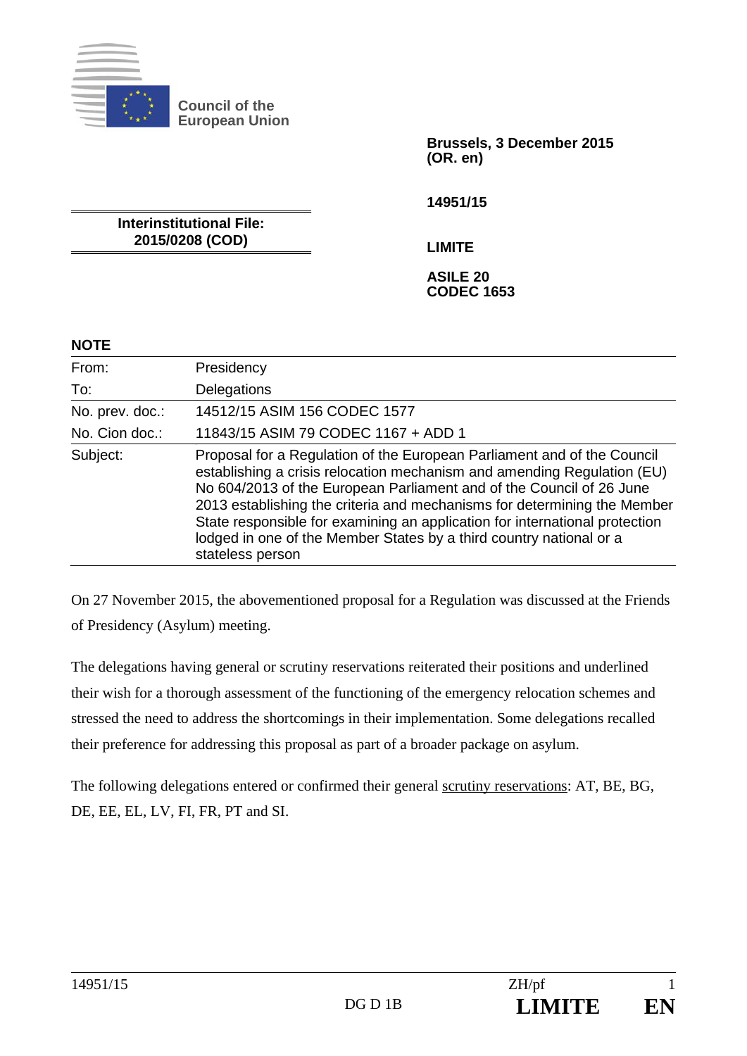Council of the European Union

**Brussels, 3 December 2015**
**(OR. en)**

**14951/15**

**Interinstitutional File:**
**2015/0208 (COD)**

**LIMITE**

**ASILE 20**
**CODEC 1653**

**NOTE**

| | |
|---|---|
| From: | Presidency |
| To: | Delegations |
| No. prev. doc.: | 14512/15 ASIM 156 CODEC 1577 |
| No. Cion doc.: | 11843/15 ASIM 79 CODEC 1167 + ADD 1 |
| Subject: | Proposal for a Regulation of the European Parliament and of the Council establishing a crisis relocation mechanism and amending Regulation (EU) No 604/2013 of the European Parliament and of the Council of 26 June 2013 establishing the criteria and mechanisms for determining the Member State responsible for examining an application for international protection lodged in one of the Member States by a third country national or a stateless person |

On 27 November 2015, the abovementioned proposal for a Regulation was discussed at the Friends of Presidency (Asylum) meeting.

The delegations having general or scrutiny reservations reiterated their positions and underlined their wish for a thorough assessment of the functioning of the emergency relocation schemes and stressed the need to address the shortcomings in their implementation. Some delegations recalled their preference for addressing this proposal as part of a broader package on asylum.

The following delegations entered or confirmed their general scrutiny reservations: AT, BE, BG, DE, EE, EL, LV, FI, FR, PT and SI.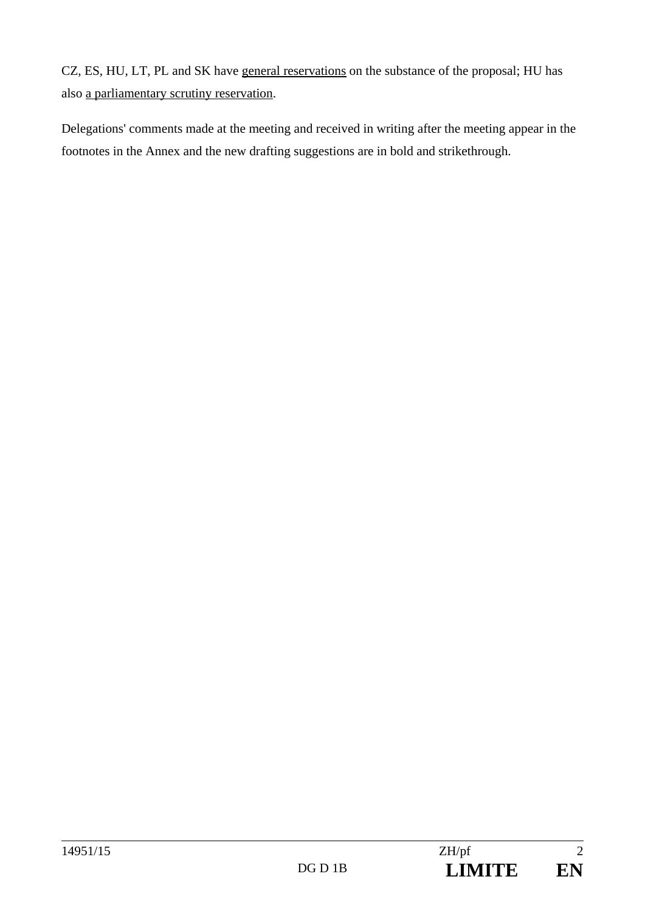CZ, ES, HU, LT, PL and SK have general reservations on the substance of the proposal; HU has also a parliamentary scrutiny reservation.

Delegations' comments made at the meeting and received in writing after the meeting appear in the footnotes in the Annex and the new drafting suggestions are in bold and strikethrough.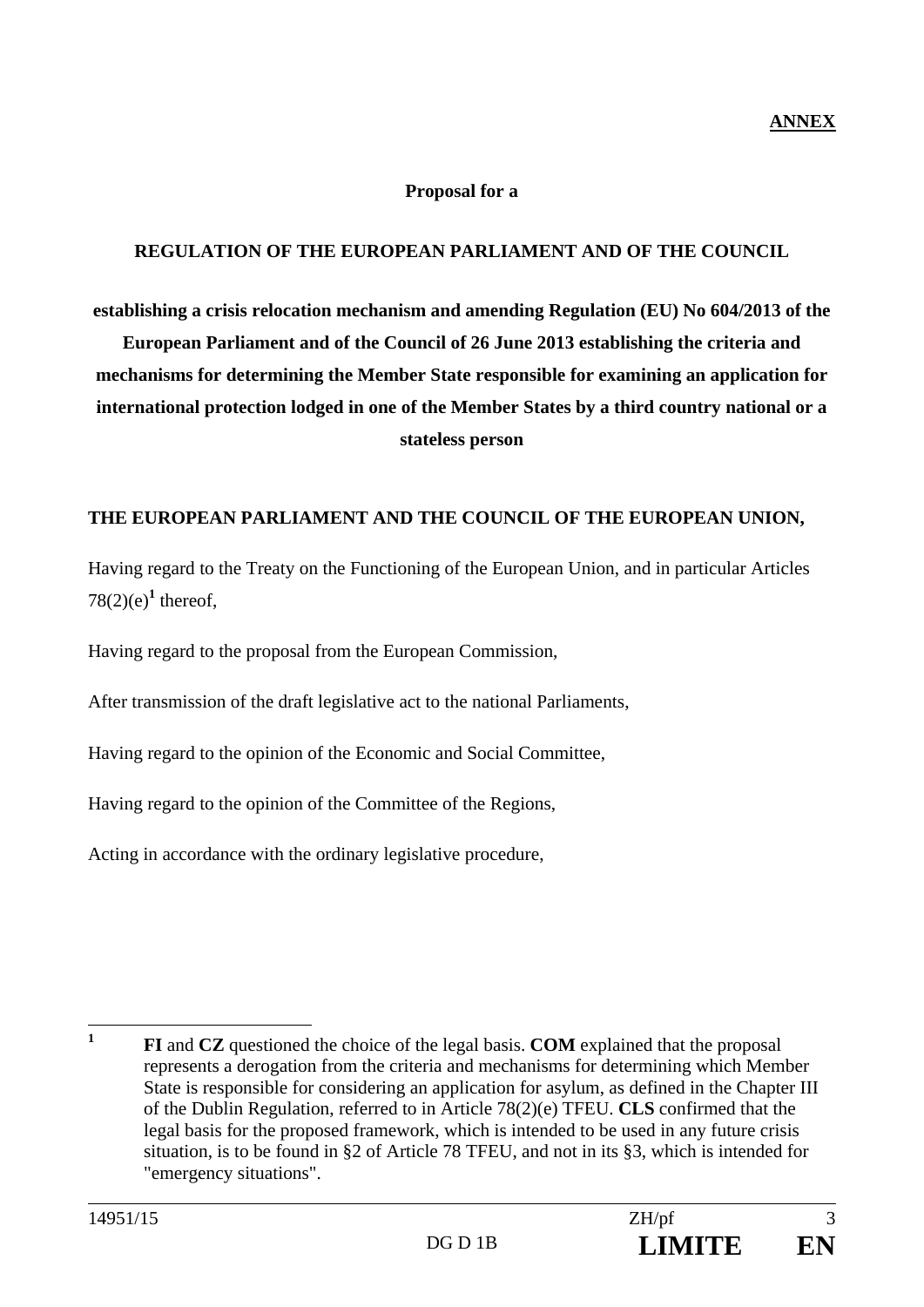**ANNEX**

**Proposal for a**

**REGULATION OF THE EUROPEAN PARLIAMENT AND OF THE COUNCIL**

**establishing a crisis relocation mechanism and amending Regulation (EU) No 604/2013 of the European Parliament and of the Council of 26 June 2013 establishing the criteria and mechanisms for determining the Member State responsible for examining an application for international protection lodged in one of the Member States by a third country national or a stateless person**

**THE EUROPEAN PARLIAMENT AND THE COUNCIL OF THE EUROPEAN UNION,**

Having regard to the Treaty on the Functioning of the European Union, and in particular Articles 78(2)(e)[1] thereof,

Having regard to the proposal from the European Commission,

After transmission of the draft legislative act to the national Parliaments,

Having regard to the opinion of the Economic and Social Committee,

Having regard to the opinion of the Committee of the Regions,

Acting in accordance with the ordinary legislative procedure,

---

[1] **FI** and **CZ** questioned the choice of the legal basis. **COM** explained that the proposal represents a derogation from the criteria and mechanisms for determining which Member State is responsible for considering an application for asylum, as defined in the Chapter III of the Dublin Regulation, referred to in Article 78(2)(e) TFEU. **CLS** confirmed that the legal basis for the proposed framework, which is intended to be used in any future crisis situation, is to be found in §2 of Article 78 TFEU, and not in its §3, which is intended for "emergency situations".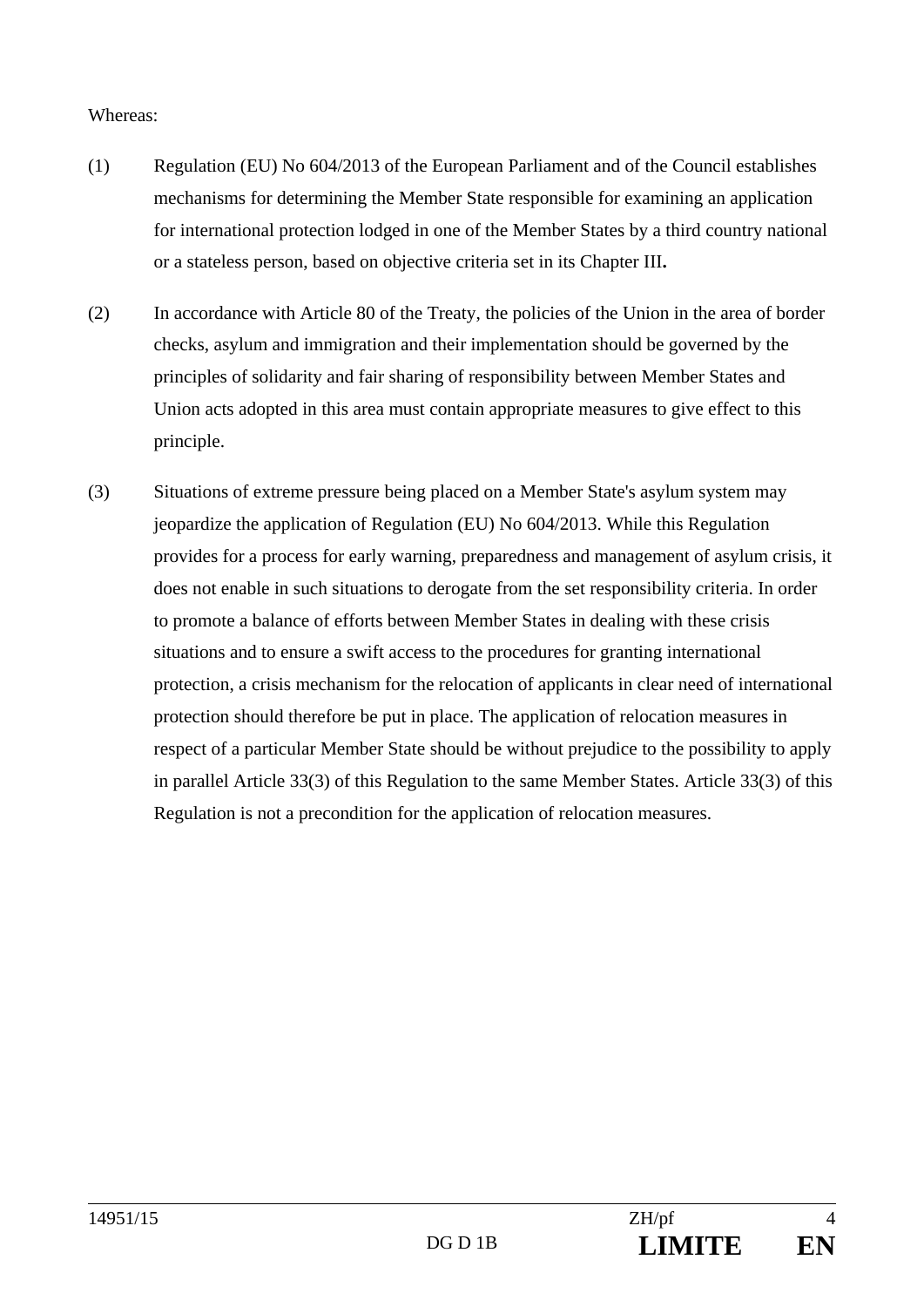Whereas:

(1) Regulation (EU) No 604/2013 of the European Parliament and of the Council establishes mechanisms for determining the Member State responsible for examining an application for international protection lodged in one of the Member States by a third country national or a stateless person, based on objective criteria set in its Chapter III**.**

(2) In accordance with Article 80 of the Treaty, the policies of the Union in the area of border checks, asylum and immigration and their implementation should be governed by the principles of solidarity and fair sharing of responsibility between Member States and Union acts adopted in this area must contain appropriate measures to give effect to this principle.

(3) Situations of extreme pressure being placed on a Member State's asylum system may jeopardize the application of Regulation (EU) No 604/2013. While this Regulation provides for a process for early warning, preparedness and management of asylum crisis, it does not enable in such situations to derogate from the set responsibility criteria. In order to promote a balance of efforts between Member States in dealing with these crisis situations and to ensure a swift access to the procedures for granting international protection, a crisis mechanism for the relocation of applicants in clear need of international protection should therefore be put in place. The application of relocation measures in respect of a particular Member State should be without prejudice to the possibility to apply in parallel Article 33(3) of this Regulation to the same Member States. Article 33(3) of this Regulation is not a precondition for the application of relocation measures.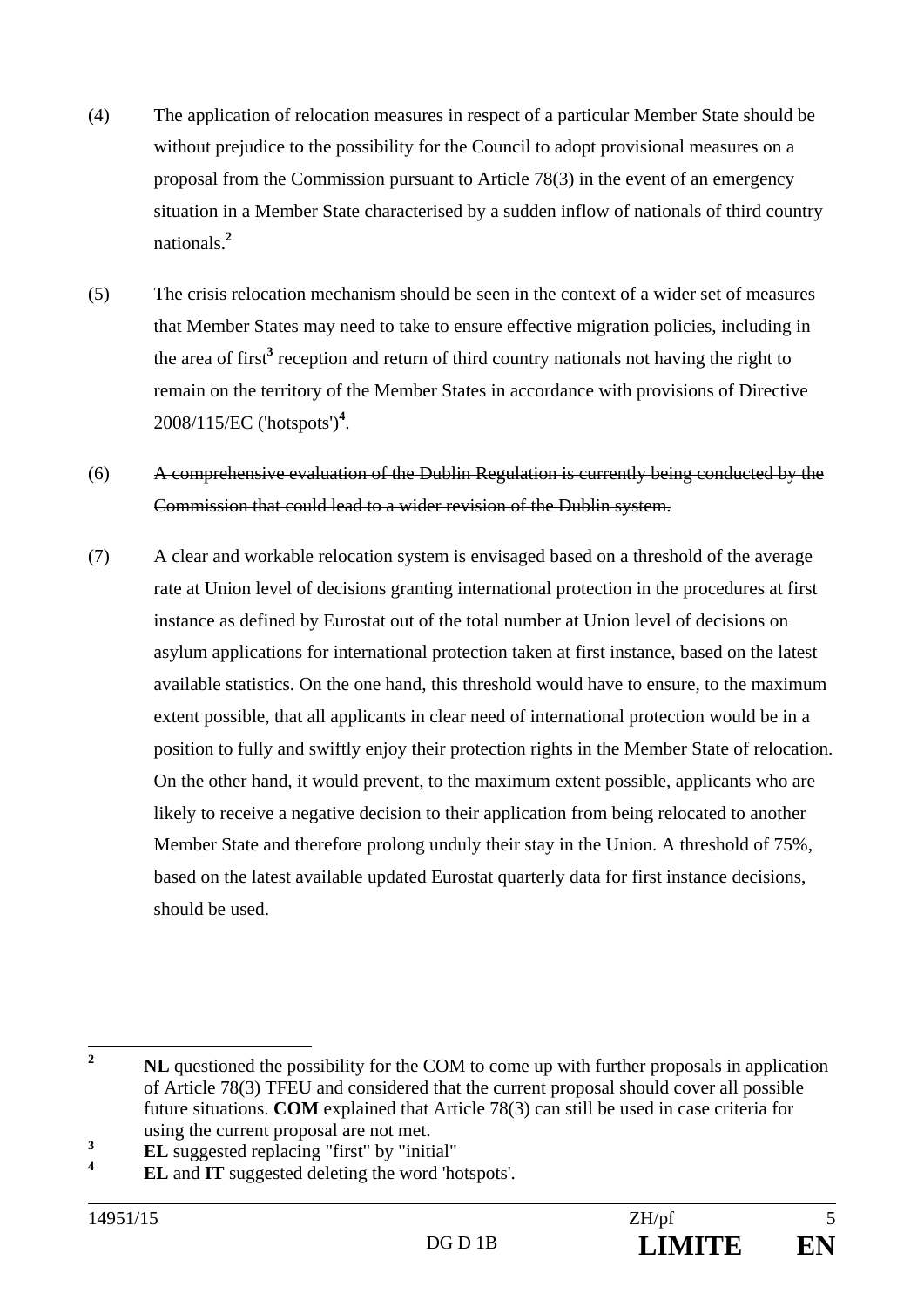(4) The application of relocation measures in respect of a particular Member State should be without prejudice to the possibility for the Council to adopt provisional measures on a proposal from the Commission pursuant to Article 78(3) in the event of an emergency situation in a Member State characterised by a sudden inflow of nationals of third country nationals.[2]

(5) The crisis relocation mechanism should be seen in the context of a wider set of measures that Member States may need to take to ensure effective migration policies, including in the area of first[3] reception and return of third country nationals not having the right to remain on the territory of the Member States in accordance with provisions of Directive 2008/115/EC ('hotspots')[4].

(6) ~~A comprehensive evaluation of the Dublin Regulation is currently being conducted by the Commission that could lead to a wider revision of the Dublin system.~~

(7) A clear and workable relocation system is envisaged based on a threshold of the average rate at Union level of decisions granting international protection in the procedures at first instance as defined by Eurostat out of the total number at Union level of decisions on asylum applications for international protection taken at first instance, based on the latest available statistics. On the one hand, this threshold would have to ensure, to the maximum extent possible, that all applicants in clear need of international protection would be in a position to fully and swiftly enjoy their protection rights in the Member State of relocation. On the other hand, it would prevent, to the maximum extent possible, applicants who are likely to receive a negative decision to their application from being relocated to another Member State and therefore prolong unduly their stay in the Union. A threshold of 75%, based on the latest available updated Eurostat quarterly data for first instance decisions, should be used.

---

[2] **NL** questioned the possibility for the COM to come up with further proposals in application of Article 78(3) TFEU and considered that the current proposal should cover all possible future situations. **COM** explained that Article 78(3) can still be used in case criteria for using the current proposal are not met.

[3] **EL** suggested replacing "first" by "initial"

[4] **EL** and **IT** suggested deleting the word 'hotspots'.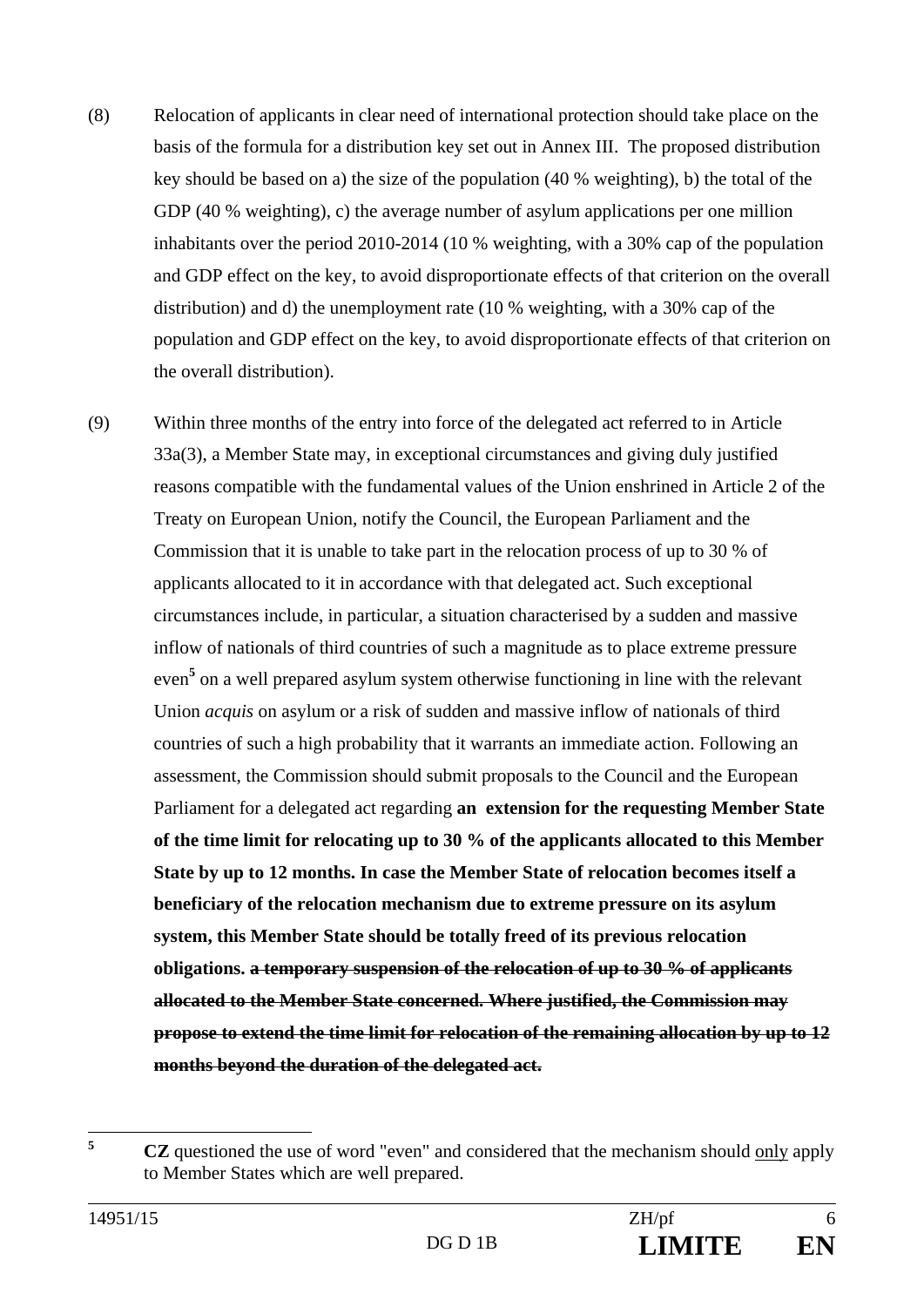(8) Relocation of applicants in clear need of international protection should take place on the basis of the formula for a distribution key set out in Annex III. The proposed distribution key should be based on a) the size of the population (40 % weighting), b) the total of the GDP (40 % weighting), c) the average number of asylum applications per one million inhabitants over the period 2010-2014 (10 % weighting, with a 30% cap of the population and GDP effect on the key, to avoid disproportionate effects of that criterion on the overall distribution) and d) the unemployment rate (10 % weighting, with a 30% cap of the population and GDP effect on the key, to avoid disproportionate effects of that criterion on the overall distribution).

(9) Within three months of the entry into force of the delegated act referred to in Article 33a(3), a Member State may, in exceptional circumstances and giving duly justified reasons compatible with the fundamental values of the Union enshrined in Article 2 of the Treaty on European Union, notify the Council, the European Parliament and the Commission that it is unable to take part in the relocation process of up to 30 % of applicants allocated to it in accordance with that delegated act. Such exceptional circumstances include, in particular, a situation characterised by a sudden and massive inflow of nationals of third countries of such a magnitude as to place extreme pressure even[5] on a well prepared asylum system otherwise functioning in line with the relevant Union *acquis* on asylum or a risk of sudden and massive inflow of nationals of third countries of such a high probability that it warrants an immediate action. Following an assessment, the Commission should submit proposals to the Council and the European Parliament for a delegated act regarding **an extension for the requesting Member State of the time limit for relocating up to 30 % of the applicants allocated to this Member State by up to 12 months. In case the Member State of relocation becomes itself a beneficiary of the relocation mechanism due to extreme pressure on its asylum system, this Member State should be totally freed of its previous relocation obligations.** ~~**a temporary suspension of the relocation of up to 30 % of applicants allocated to the Member State concerned. Where justified, the Commission may propose to extend the time limit for relocation of the remaining allocation by up to 12 months beyond the duration of the delegated act.**~~

---

[5] **CZ** questioned the use of word "even" and considered that the mechanism should only apply to Member States which are well prepared.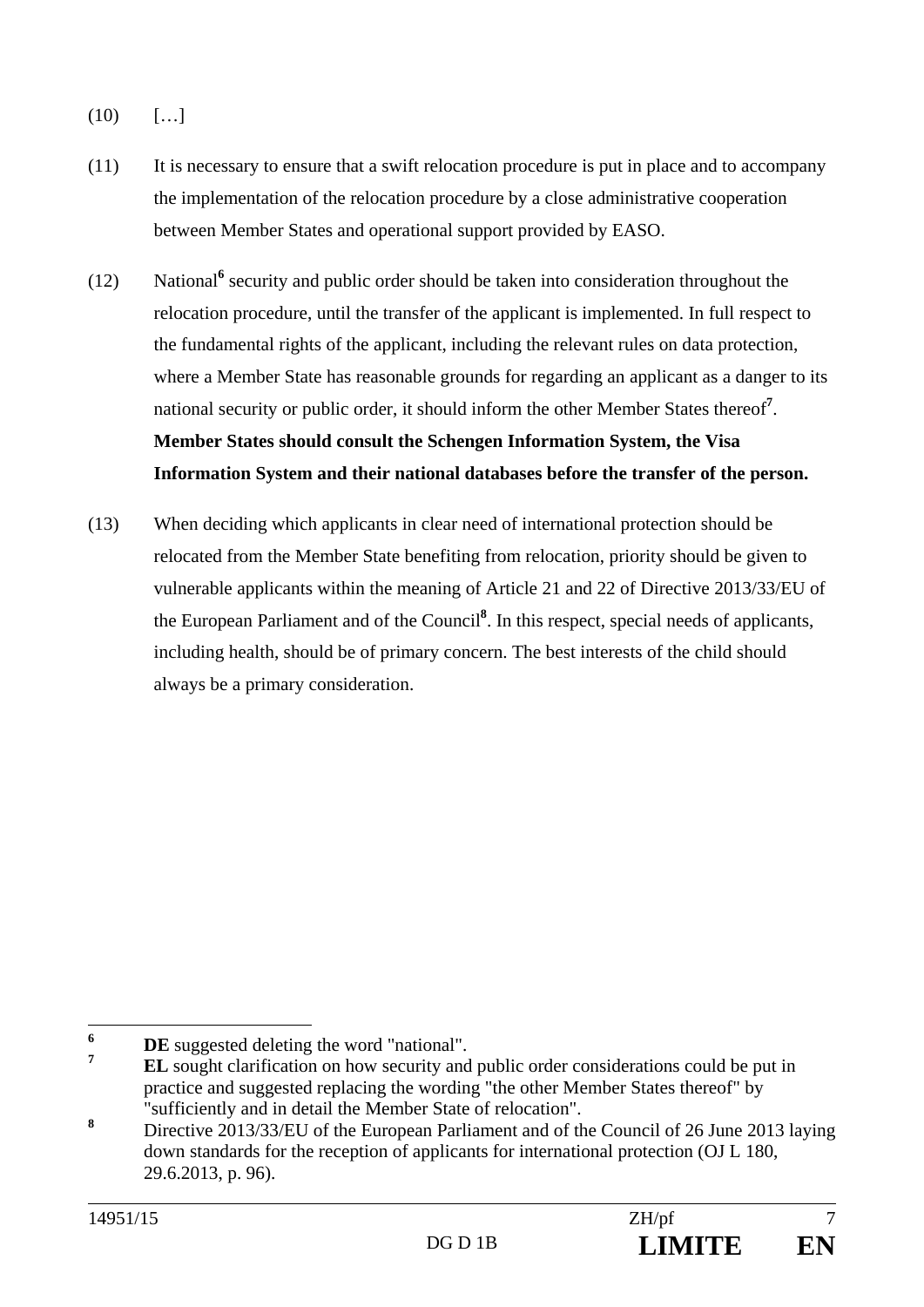(10) […]

(11) It is necessary to ensure that a swift relocation procedure is put in place and to accompany the implementation of the relocation procedure by a close administrative cooperation between Member States and operational support provided by EASO.

(12) National[6] security and public order should be taken into consideration throughout the relocation procedure, until the transfer of the applicant is implemented. In full respect to the fundamental rights of the applicant, including the relevant rules on data protection, where a Member State has reasonable grounds for regarding an applicant as a danger to its national security or public order, it should inform the other Member States thereof[7]. **Member States should consult the Schengen Information System, the Visa Information System and their national databases before the transfer of the person.**

(13) When deciding which applicants in clear need of international protection should be relocated from the Member State benefiting from relocation, priority should be given to vulnerable applicants within the meaning of Article 21 and 22 of Directive 2013/33/EU of the European Parliament and of the Council[8]. In this respect, special needs of applicants, including health, should be of primary concern. The best interests of the child should always be a primary consideration.

---

[6] **DE** suggested deleting the word "national".

[7] **EL** sought clarification on how security and public order considerations could be put in practice and suggested replacing the wording "the other Member States thereof" by "sufficiently and in detail the Member State of relocation".

[8] Directive 2013/33/EU of the European Parliament and of the Council of 26 June 2013 laying down standards for the reception of applicants for international protection (OJ L 180, 29.6.2013, p. 96).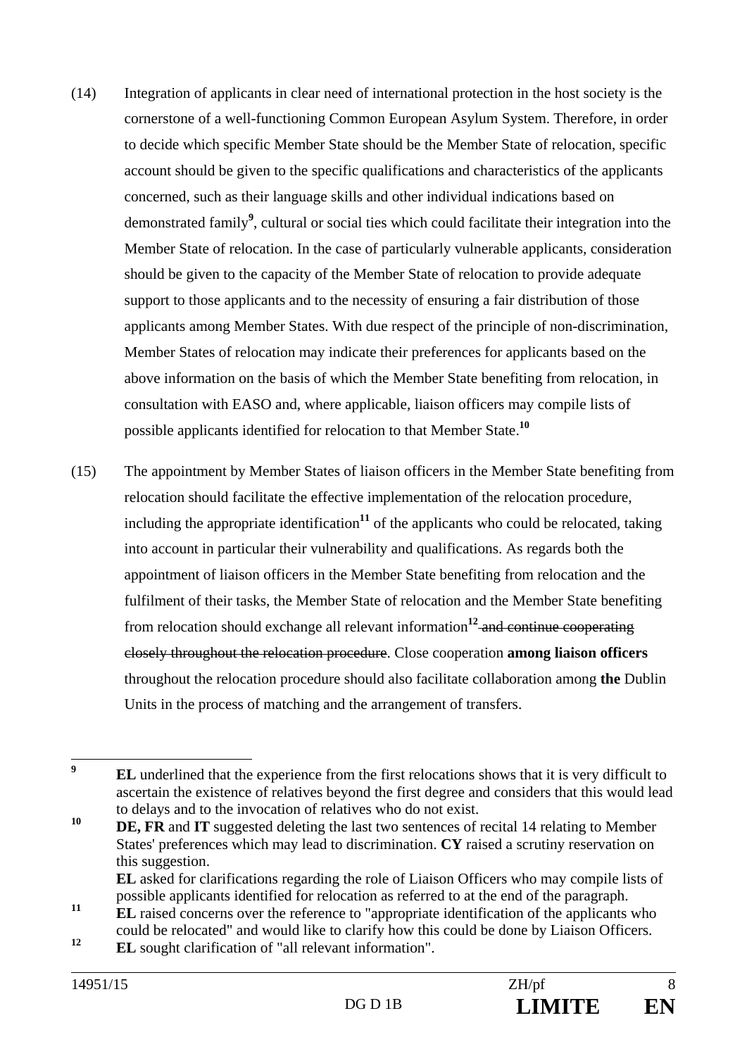(14) Integration of applicants in clear need of international protection in the host society is the cornerstone of a well-functioning Common European Asylum System. Therefore, in order to decide which specific Member State should be the Member State of relocation, specific account should be given to the specific qualifications and characteristics of the applicants concerned, such as their language skills and other individual indications based on demonstrated family[9], cultural or social ties which could facilitate their integration into the Member State of relocation. In the case of particularly vulnerable applicants, consideration should be given to the capacity of the Member State of relocation to provide adequate support to those applicants and to the necessity of ensuring a fair distribution of those applicants among Member States. With due respect of the principle of non-discrimination, Member States of relocation may indicate their preferences for applicants based on the above information on the basis of which the Member State benefiting from relocation, in consultation with EASO and, where applicable, liaison officers may compile lists of possible applicants identified for relocation to that Member State.[10]

(15) The appointment by Member States of liaison officers in the Member State benefiting from relocation should facilitate the effective implementation of the relocation procedure, including the appropriate identification[11] of the applicants who could be relocated, taking into account in particular their vulnerability and qualifications. As regards both the appointment of liaison officers in the Member State benefiting from relocation and the fulfilment of their tasks, the Member State of relocation and the Member State benefiting from relocation should exchange all relevant information[12] ~~and continue cooperating closely throughout the relocation procedure~~. Close cooperation **among liaison officers** throughout the relocation procedure should also facilitate collaboration among **the** Dublin Units in the process of matching and the arrangement of transfers.

---

[9] **EL** underlined that the experience from the first relocations shows that it is very difficult to ascertain the existence of relatives beyond the first degree and considers that this would lead to delays and to the invocation of relatives who do not exist.

[10] **DE, FR** and **IT** suggested deleting the last two sentences of recital 14 relating to Member States' preferences which may lead to discrimination. **CY** raised a scrutiny reservation on this suggestion.
**EL** asked for clarifications regarding the role of Liaison Officers who may compile lists of possible applicants identified for relocation as referred to at the end of the paragraph.

[11] **EL** raised concerns over the reference to "appropriate identification of the applicants who could be relocated" and would like to clarify how this could be done by Liaison Officers.

[12] **EL** sought clarification of "all relevant information".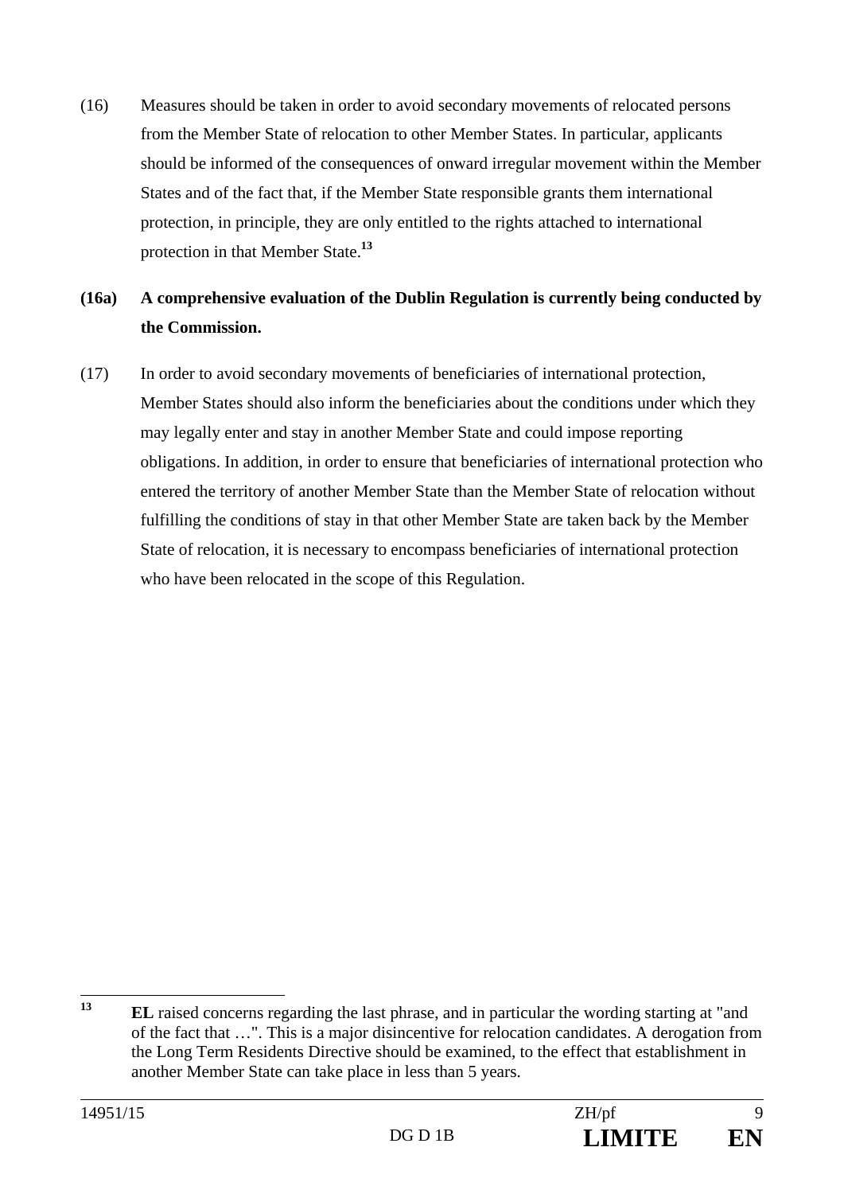(16) Measures should be taken in order to avoid secondary movements of relocated persons from the Member State of relocation to other Member States. In particular, applicants should be informed of the consequences of onward irregular movement within the Member States and of the fact that, if the Member State responsible grants them international protection, in principle, they are only entitled to the rights attached to international protection in that Member State.[13]

**(16a) A comprehensive evaluation of the Dublin Regulation is currently being conducted by the Commission.**

(17) In order to avoid secondary movements of beneficiaries of international protection, Member States should also inform the beneficiaries about the conditions under which they may legally enter and stay in another Member State and could impose reporting obligations. In addition, in order to ensure that beneficiaries of international protection who entered the territory of another Member State than the Member State of relocation without fulfilling the conditions of stay in that other Member State are taken back by the Member State of relocation, it is necessary to encompass beneficiaries of international protection who have been relocated in the scope of this Regulation.

---

[13] **EL** raised concerns regarding the last phrase, and in particular the wording starting at "and of the fact that …". This is a major disincentive for relocation candidates. A derogation from the Long Term Residents Directive should be examined, to the effect that establishment in another Member State can take place in less than 5 years.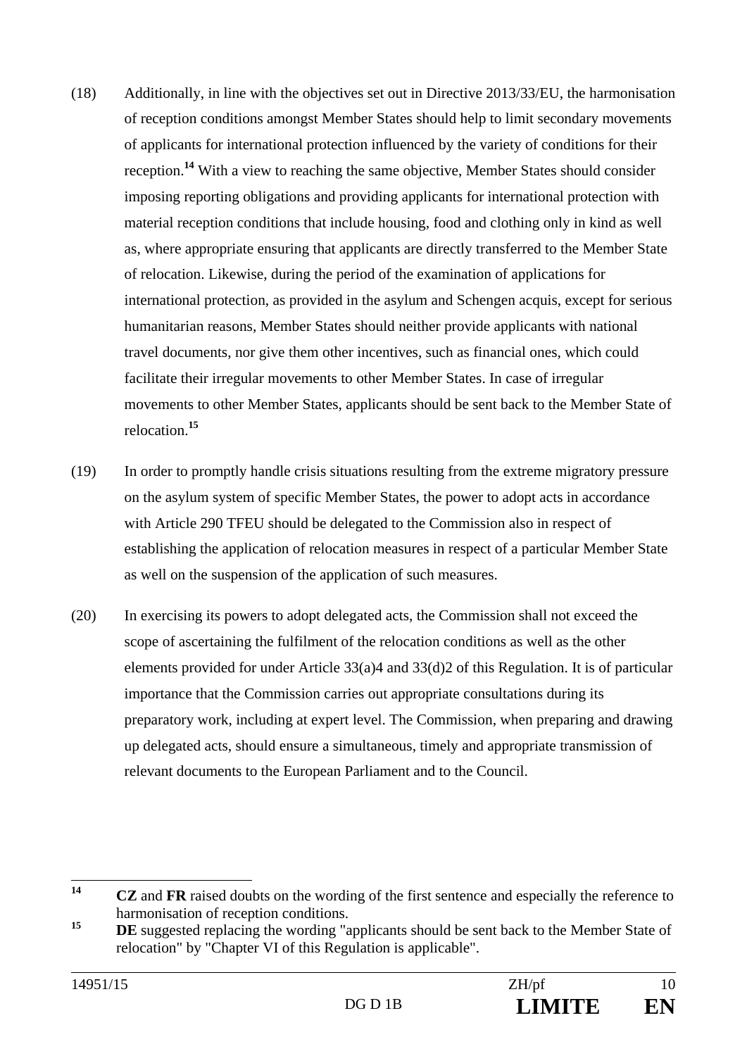(18) Additionally, in line with the objectives set out in Directive 2013/33/EU, the harmonisation of reception conditions amongst Member States should help to limit secondary movements of applicants for international protection influenced by the variety of conditions for their reception.[14] With a view to reaching the same objective, Member States should consider imposing reporting obligations and providing applicants for international protection with material reception conditions that include housing, food and clothing only in kind as well as, where appropriate ensuring that applicants are directly transferred to the Member State of relocation. Likewise, during the period of the examination of applications for international protection, as provided in the asylum and Schengen acquis, except for serious humanitarian reasons, Member States should neither provide applicants with national travel documents, nor give them other incentives, such as financial ones, which could facilitate their irregular movements to other Member States. In case of irregular movements to other Member States, applicants should be sent back to the Member State of relocation.[15]

(19) In order to promptly handle crisis situations resulting from the extreme migratory pressure on the asylum system of specific Member States, the power to adopt acts in accordance with Article 290 TFEU should be delegated to the Commission also in respect of establishing the application of relocation measures in respect of a particular Member State as well on the suspension of the application of such measures.

(20) In exercising its powers to adopt delegated acts, the Commission shall not exceed the scope of ascertaining the fulfilment of the relocation conditions as well as the other elements provided for under Article 33(a)4 and 33(d)2 of this Regulation. It is of particular importance that the Commission carries out appropriate consultations during its preparatory work, including at expert level. The Commission, when preparing and drawing up delegated acts, should ensure a simultaneous, timely and appropriate transmission of relevant documents to the European Parliament and to the Council.

---

[14] **CZ** and **FR** raised doubts on the wording of the first sentence and especially the reference to harmonisation of reception conditions.

[15] **DE** suggested replacing the wording "applicants should be sent back to the Member State of relocation" by "Chapter VI of this Regulation is applicable".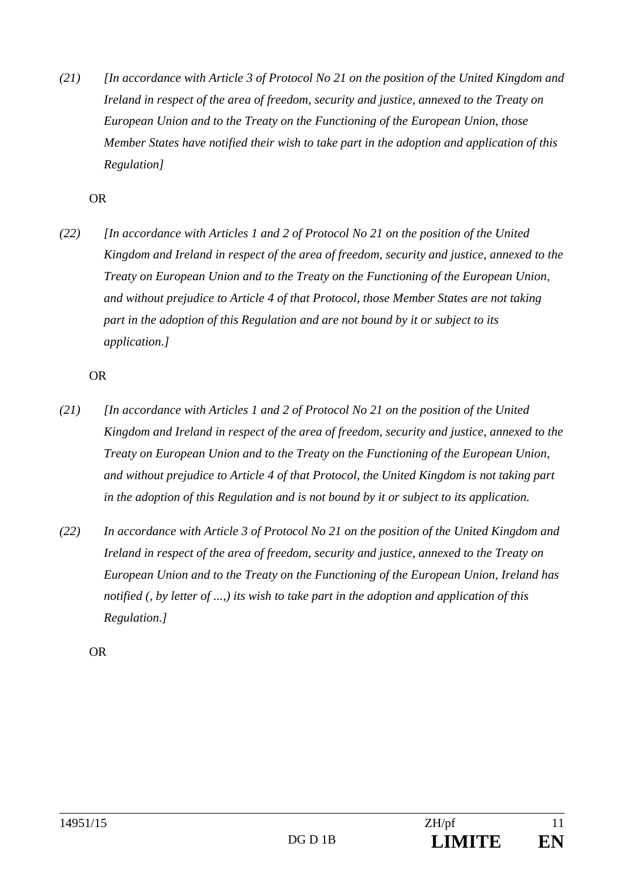*(21)* *[In accordance with Article 3 of Protocol No 21 on the position of the United Kingdom and Ireland in respect of the area of freedom, security and justice, annexed to the Treaty on European Union and to the Treaty on the Functioning of the European Union, those Member States have notified their wish to take part in the adoption and application of this Regulation]*

OR

*(22)* *[In accordance with Articles 1 and 2 of Protocol No 21 on the position of the United Kingdom and Ireland in respect of the area of freedom, security and justice, annexed to the Treaty on European Union and to the Treaty on the Functioning of the European Union, and without prejudice to Article 4 of that Protocol, those Member States are not taking part in the adoption of this Regulation and are not bound by it or subject to its application.]*

OR

*(21)* *[In accordance with Articles 1 and 2 of Protocol No 21 on the position of the United Kingdom and Ireland in respect of the area of freedom, security and justice, annexed to the Treaty on European Union and to the Treaty on the Functioning of the European Union, and without prejudice to Article 4 of that Protocol, the United Kingdom is not taking part in the adoption of this Regulation and is not bound by it or subject to its application.*

*(22)* *In accordance with Article 3 of Protocol No 21 on the position of the United Kingdom and Ireland in respect of the area of freedom, security and justice, annexed to the Treaty on European Union and to the Treaty on the Functioning of the European Union, Ireland has notified (, by letter of ...,) its wish to take part in the adoption and application of this Regulation.]*

OR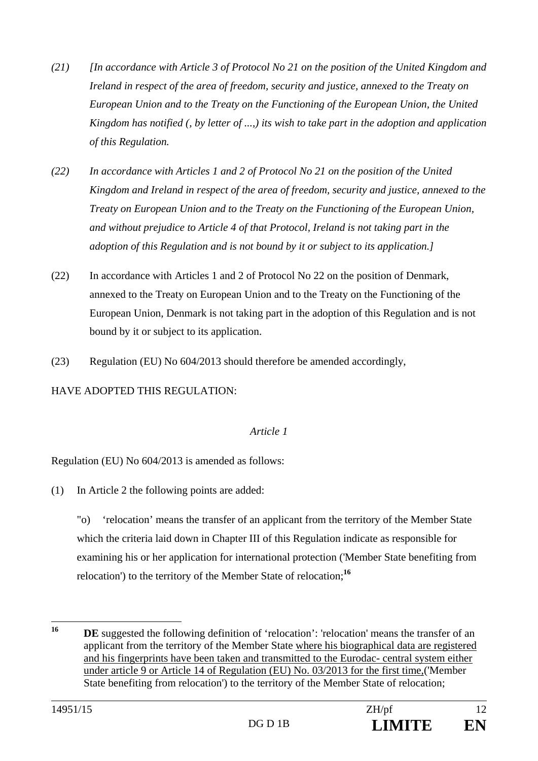*(21) [In accordance with Article 3 of Protocol No 21 on the position of the United Kingdom and Ireland in respect of the area of freedom, security and justice, annexed to the Treaty on European Union and to the Treaty on the Functioning of the European Union, the United Kingdom has notified (, by letter of ...,) its wish to take part in the adoption and application of this Regulation.*

*(22) In accordance with Articles 1 and 2 of Protocol No 21 on the position of the United Kingdom and Ireland in respect of the area of freedom, security and justice, annexed to the Treaty on European Union and to the Treaty on the Functioning of the European Union, and without prejudice to Article 4 of that Protocol, Ireland is not taking part in the adoption of this Regulation and is not bound by it or subject to its application.]*

(22) In accordance with Articles 1 and 2 of Protocol No 22 on the position of Denmark, annexed to the Treaty on European Union and to the Treaty on the Functioning of the European Union, Denmark is not taking part in the adoption of this Regulation and is not bound by it or subject to its application.

(23) Regulation (EU) No 604/2013 should therefore be amended accordingly,

HAVE ADOPTED THIS REGULATION:

*Article 1*

Regulation (EU) No 604/2013 is amended as follows:

(1) In Article 2 the following points are added:

"o) 'relocation' means the transfer of an applicant from the territory of the Member State which the criteria laid down in Chapter III of this Regulation indicate as responsible for examining his or her application for international protection ('Member State benefiting from relocation') to the territory of the Member State of relocation;[16]

---

[16] **DE** suggested the following definition of 'relocation': 'relocation' means the transfer of an applicant from the territory of the Member State <u>where his biographical data are registered and his fingerprints have been taken and transmitted to the Eurodac- central system either under article 9 or Article 14 of Regulation (EU) No. 03/2013 for the first time,</u>('Member State benefiting from relocation') to the territory of the Member State of relocation;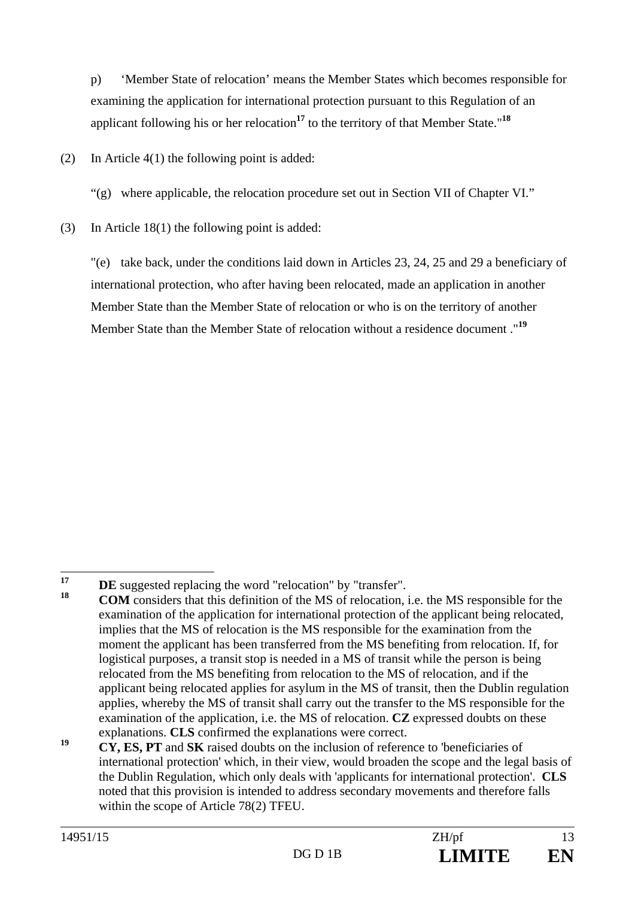p) 'Member State of relocation' means the Member States which becomes responsible for examining the application for international protection pursuant to this Regulation of an applicant following his or her relocation[17] to the territory of that Member State."[18]

(2) In Article 4(1) the following point is added:

"(g) where applicable, the relocation procedure set out in Section VII of Chapter VI."

(3) In Article 18(1) the following point is added:

"(e) take back, under the conditions laid down in Articles 23, 24, 25 and 29 a beneficiary of international protection, who after having been relocated, made an application in another Member State than the Member State of relocation or who is on the territory of another Member State than the Member State of relocation without a residence document ."[19]

---

[17] **DE** suggested replacing the word "relocation" by "transfer".

[18] **COM** considers that this definition of the MS of relocation, i.e. the MS responsible for the examination of the application for international protection of the applicant being relocated, implies that the MS of relocation is the MS responsible for the examination from the moment the applicant has been transferred from the MS benefiting from relocation. If, for logistical purposes, a transit stop is needed in a MS of transit while the person is being relocated from the MS benefiting from relocation to the MS of relocation, and if the applicant being relocated applies for asylum in the MS of transit, then the Dublin regulation applies, whereby the MS of transit shall carry out the transfer to the MS responsible for the examination of the application, i.e. the MS of relocation. **CZ** expressed doubts on these explanations. **CLS** confirmed the explanations were correct.

[19] **CY, ES, PT** and **SK** raised doubts on the inclusion of reference to 'beneficiaries of international protection' which, in their view, would broaden the scope and the legal basis of the Dublin Regulation, which only deals with 'applicants for international protection'. **CLS** noted that this provision is intended to address secondary movements and therefore falls within the scope of Article 78(2) TFEU.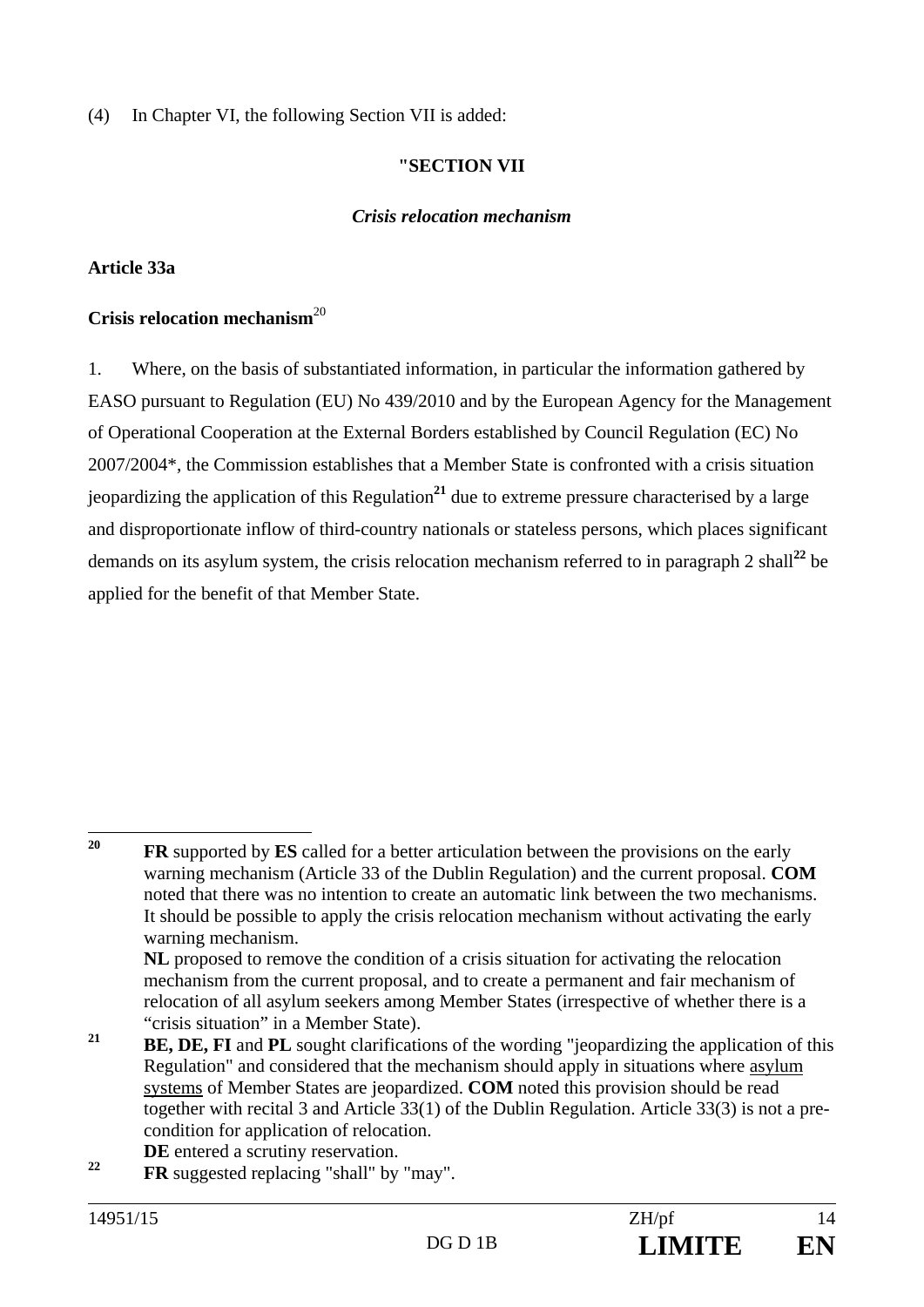(4) In Chapter VI, the following Section VII is added:

**"SECTION VII**

***Crisis relocation mechanism***

**Article 33a**

**Crisis relocation mechanism**[20]

1. Where, on the basis of substantiated information, in particular the information gathered by EASO pursuant to Regulation (EU) No 439/2010 and by the European Agency for the Management of Operational Cooperation at the External Borders established by Council Regulation (EC) No 2007/2004*, the Commission establishes that a Member State is confronted with a crisis situation jeopardizing the application of this Regulation[21] due to extreme pressure characterised by a large and disproportionate inflow of third-country nationals or stateless persons, which places significant demands on its asylum system, the crisis relocation mechanism referred to in paragraph 2 shall[22] be applied for the benefit of that Member State.

---

[20] **FR** supported by **ES** called for a better articulation between the provisions on the early warning mechanism (Article 33 of the Dublin Regulation) and the current proposal. **COM** noted that there was no intention to create an automatic link between the two mechanisms. It should be possible to apply the crisis relocation mechanism without activating the early warning mechanism.
**NL** proposed to remove the condition of a crisis situation for activating the relocation mechanism from the current proposal, and to create a permanent and fair mechanism of relocation of all asylum seekers among Member States (irrespective of whether there is a "crisis situation" in a Member State).

[21] **BE, DE, FI** and **PL** sought clarifications of the wording "jeopardizing the application of this Regulation" and considered that the mechanism should apply in situations where asylum systems of Member States are jeopardized. **COM** noted this provision should be read together with recital 3 and Article 33(1) of the Dublin Regulation. Article 33(3) is not a pre-condition for application of relocation.
**DE** entered a scrutiny reservation.

[22] **FR** suggested replacing "shall" by "may".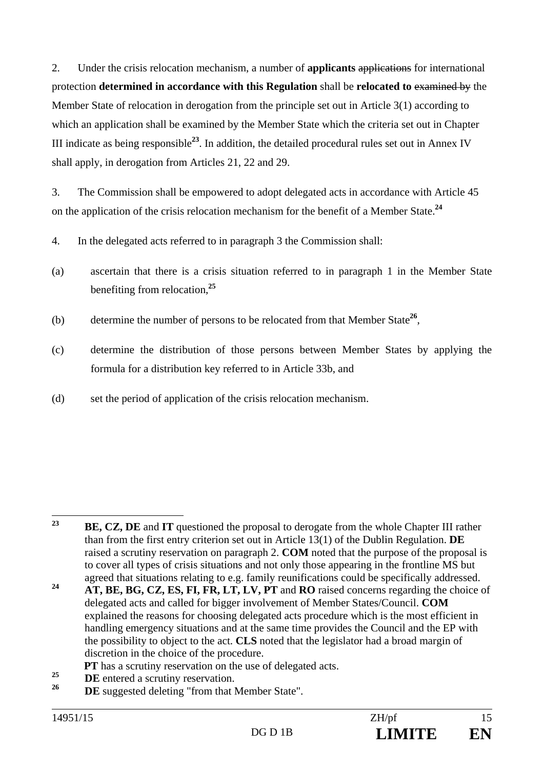2. Under the crisis relocation mechanism, a number of **applicants** ~~applications~~ for international protection **determined in accordance with this Regulation** shall be **relocated to** ~~examined by~~ the Member State of relocation in derogation from the principle set out in Article 3(1) according to which an application shall be examined by the Member State which the criteria set out in Chapter III indicate as being responsible[23]. In addition, the detailed procedural rules set out in Annex IV shall apply, in derogation from Articles 21, 22 and 29.

3. The Commission shall be empowered to adopt delegated acts in accordance with Article 45 on the application of the crisis relocation mechanism for the benefit of a Member State.[24]

4. In the delegated acts referred to in paragraph 3 the Commission shall:

(a) ascertain that there is a crisis situation referred to in paragraph 1 in the Member State benefiting from relocation,[25]

(b) determine the number of persons to be relocated from that Member State[26],

(c) determine the distribution of those persons between Member States by applying the formula for a distribution key referred to in Article 33b, and

(d) set the period of application of the crisis relocation mechanism.

---

[23] **BE, CZ, DE** and **IT** questioned the proposal to derogate from the whole Chapter III rather than from the first entry criterion set out in Article 13(1) of the Dublin Regulation. **DE** raised a scrutiny reservation on paragraph 2. **COM** noted that the purpose of the proposal is to cover all types of crisis situations and not only those appearing in the frontline MS but agreed that situations relating to e.g. family reunifications could be specifically addressed.

[24] **AT, BE, BG, CZ, ES, FI, FR, LT, LV, PT** and **RO** raised concerns regarding the choice of delegated acts and called for bigger involvement of Member States/Council. **COM** explained the reasons for choosing delegated acts procedure which is the most efficient in handling emergency situations and at the same time provides the Council and the EP with the possibility to object to the act. **CLS** noted that the legislator had a broad margin of discretion in the choice of the procedure.
**PT** has a scrutiny reservation on the use of delegated acts.

[25] **DE** entered a scrutiny reservation.

[26] **DE** suggested deleting "from that Member State".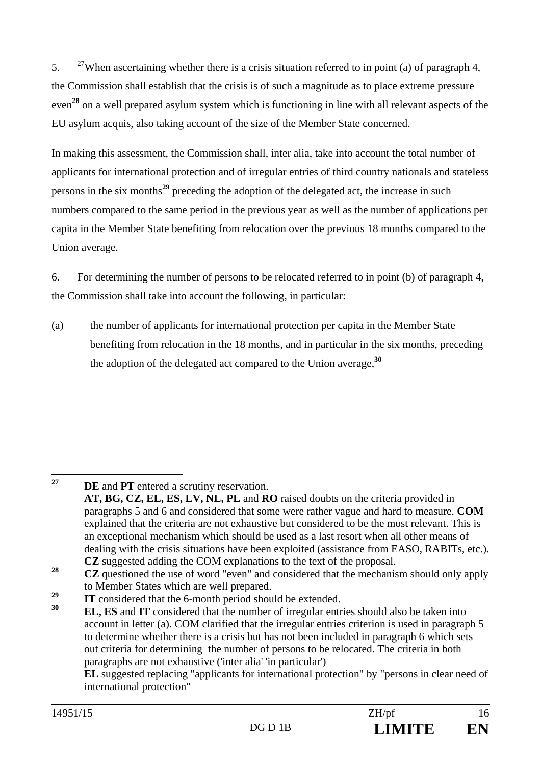5. [27]When ascertaining whether there is a crisis situation referred to in point (a) of paragraph 4, the Commission shall establish that the crisis is of such a magnitude as to place extreme pressure even[28] on a well prepared asylum system which is functioning in line with all relevant aspects of the EU asylum acquis, also taking account of the size of the Member State concerned.

In making this assessment, the Commission shall, inter alia, take into account the total number of applicants for international protection and of irregular entries of third country nationals and stateless persons in the six months[29] preceding the adoption of the delegated act, the increase in such numbers compared to the same period in the previous year as well as the number of applications per capita in the Member State benefiting from relocation over the previous 18 months compared to the Union average.

6. For determining the number of persons to be relocated referred to in point (b) of paragraph 4, the Commission shall take into account the following, in particular:

(a) the number of applicants for international protection per capita in the Member State benefiting from relocation in the 18 months, and in particular in the six months, preceding the adoption of the delegated act compared to the Union average,[30]

---

[27] **DE** and **PT** entered a scrutiny reservation.
**AT, BG, CZ, EL, ES, LV, NL, PL** and **RO** raised doubts on the criteria provided in paragraphs 5 and 6 and considered that some were rather vague and hard to measure. **COM** explained that the criteria are not exhaustive but considered to be the most relevant. This is an exceptional mechanism which should be used as a last resort when all other means of dealing with the crisis situations have been exploited (assistance from EASO, RABITs, etc.). **CZ** suggested adding the COM explanations to the text of the proposal.

[28] **CZ** questioned the use of word "even" and considered that the mechanism should only apply to Member States which are well prepared.

[29] **IT** considered that the 6-month period should be extended.

[30] **EL, ES** and **IT** considered that the number of irregular entries should also be taken into account in letter (a). COM clarified that the irregular entries criterion is used in paragraph 5 to determine whether there is a crisis but has not been included in paragraph 6 which sets out criteria for determining the number of persons to be relocated. The criteria in both paragraphs are not exhaustive ('inter alia' 'in particular')
**EL** suggested replacing "applicants for international protection" by "persons in clear need of international protection"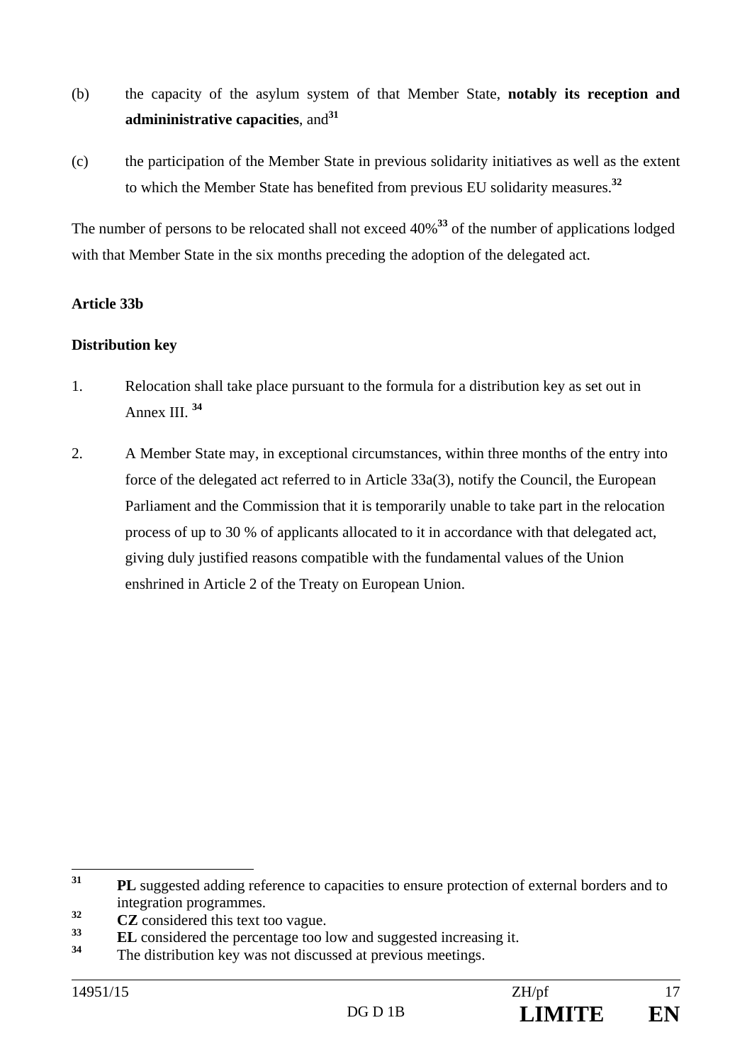(b) the capacity of the asylum system of that Member State, **notably its reception and admininistrative capacities**, and[31]

(c) the participation of the Member State in previous solidarity initiatives as well as the extent to which the Member State has benefited from previous EU solidarity measures.[32]

The number of persons to be relocated shall not exceed 40%[33] of the number of applications lodged with that Member State in the six months preceding the adoption of the delegated act.

**Article 33b**

**Distribution key**

1. Relocation shall take place pursuant to the formula for a distribution key as set out in Annex III. [34]

2. A Member State may, in exceptional circumstances, within three months of the entry into force of the delegated act referred to in Article 33a(3), notify the Council, the European Parliament and the Commission that it is temporarily unable to take part in the relocation process of up to 30 % of applicants allocated to it in accordance with that delegated act, giving duly justified reasons compatible with the fundamental values of the Union enshrined in Article 2 of the Treaty on European Union.

---

[31] **PL** suggested adding reference to capacities to ensure protection of external borders and to integration programmes.

[32] **CZ** considered this text too vague.

[33] **EL** considered the percentage too low and suggested increasing it.

[34] The distribution key was not discussed at previous meetings.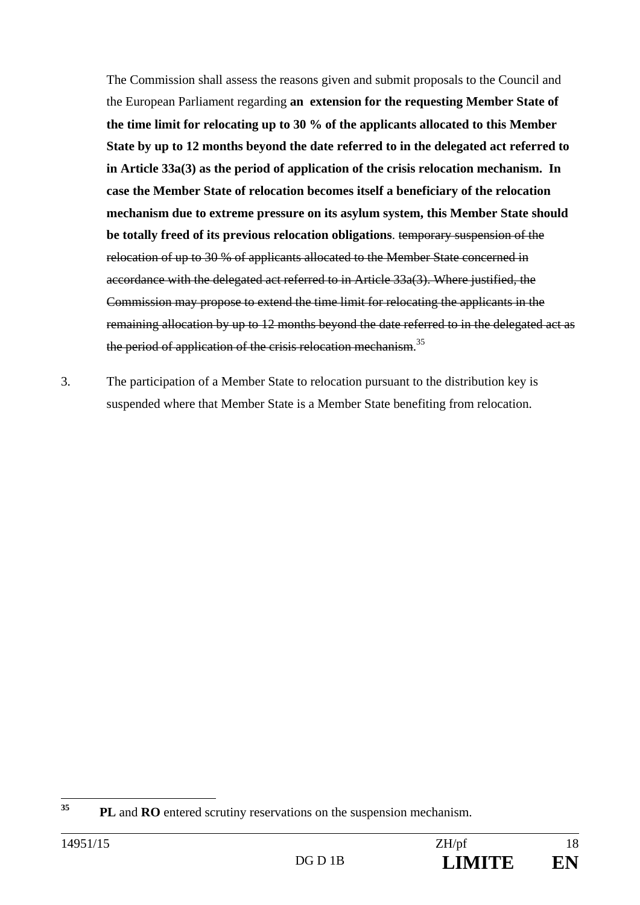The Commission shall assess the reasons given and submit proposals to the Council and the European Parliament regarding **an extension for the requesting Member State of the time limit for relocating up to 30 % of the applicants allocated to this Member State by up to 12 months beyond the date referred to in the delegated act referred to in Article 33a(3) as the period of application of the crisis relocation mechanism. In case the Member State of relocation becomes itself a beneficiary of the relocation mechanism due to extreme pressure on its asylum system, this Member State should be totally freed of its previous relocation obligations**. ~~temporary suspension of the relocation of up to 30 % of applicants allocated to the Member State concerned in accordance with the delegated act referred to in Article 33a(3). Where justified, the Commission may propose to extend the time limit for relocating the applicants in the remaining allocation by up to 12 months beyond the date referred to in the delegated act as the period of application of the crisis relocation mechanism.~~[35]

3. The participation of a Member State to relocation pursuant to the distribution key is suspended where that Member State is a Member State benefiting from relocation.

---

[35] **PL** and **RO** entered scrutiny reservations on the suspension mechanism.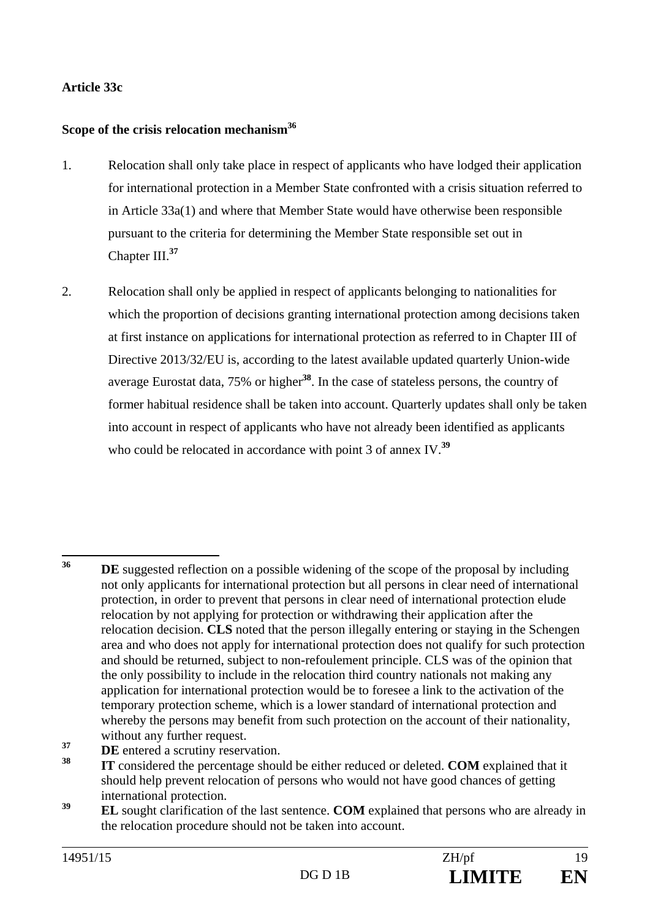**Article 33c**

**Scope of the crisis relocation mechanism**[36]

1. Relocation shall only take place in respect of applicants who have lodged their application for international protection in a Member State confronted with a crisis situation referred to in Article 33a(1) and where that Member State would have otherwise been responsible pursuant to the criteria for determining the Member State responsible set out in Chapter III.[37]

2. Relocation shall only be applied in respect of applicants belonging to nationalities for which the proportion of decisions granting international protection among decisions taken at first instance on applications for international protection as referred to in Chapter III of Directive 2013/32/EU is, according to the latest available updated quarterly Union-wide average Eurostat data, 75% or higher[38]. In the case of stateless persons, the country of former habitual residence shall be taken into account. Quarterly updates shall only be taken into account in respect of applicants who have not already been identified as applicants who could be relocated in accordance with point 3 of annex IV.[39]

---

[36] **DE** suggested reflection on a possible widening of the scope of the proposal by including not only applicants for international protection but all persons in clear need of international protection, in order to prevent that persons in clear need of international protection elude relocation by not applying for protection or withdrawing their application after the relocation decision. **CLS** noted that the person illegally entering or staying in the Schengen area and who does not apply for international protection does not qualify for such protection and should be returned, subject to non-refoulement principle. CLS was of the opinion that the only possibility to include in the relocation third country nationals not making any application for international protection would be to foresee a link to the activation of the temporary protection scheme, which is a lower standard of international protection and whereby the persons may benefit from such protection on the account of their nationality, without any further request.

[37] **DE** entered a scrutiny reservation.

[38] **IT** considered the percentage should be either reduced or deleted. **COM** explained that it should help prevent relocation of persons who would not have good chances of getting international protection.

[39] **EL** sought clarification of the last sentence. **COM** explained that persons who are already in the relocation procedure should not be taken into account.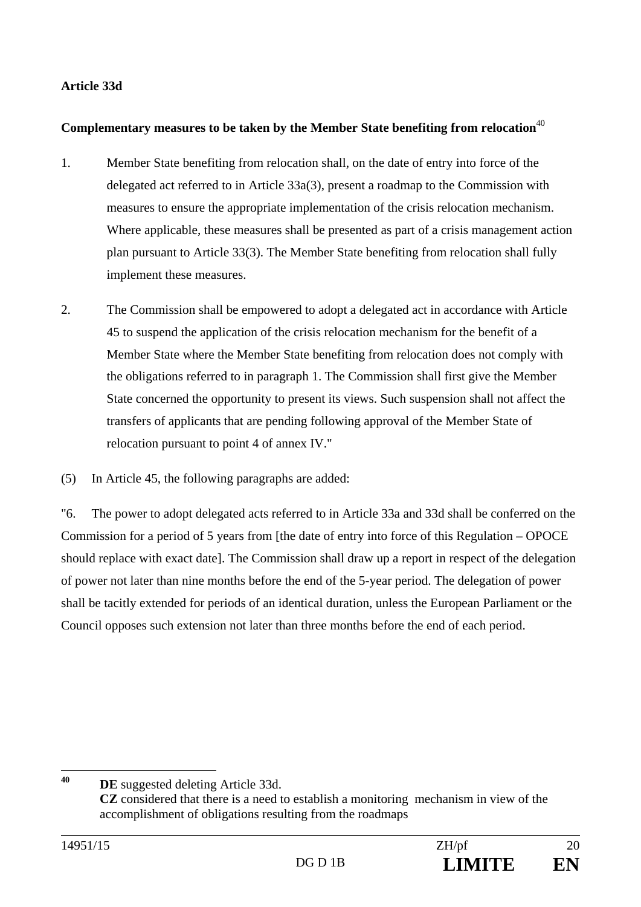**Article 33d**

**Complementary measures to be taken by the Member State benefiting from relocation**[40]

1. Member State benefiting from relocation shall, on the date of entry into force of the delegated act referred to in Article 33a(3), present a roadmap to the Commission with measures to ensure the appropriate implementation of the crisis relocation mechanism. Where applicable, these measures shall be presented as part of a crisis management action plan pursuant to Article 33(3). The Member State benefiting from relocation shall fully implement these measures.

2. The Commission shall be empowered to adopt a delegated act in accordance with Article 45 to suspend the application of the crisis relocation mechanism for the benefit of a Member State where the Member State benefiting from relocation does not comply with the obligations referred to in paragraph 1. The Commission shall first give the Member State concerned the opportunity to present its views. Such suspension shall not affect the transfers of applicants that are pending following approval of the Member State of relocation pursuant to point 4 of annex IV."

(5) In Article 45, the following paragraphs are added:

"6. The power to adopt delegated acts referred to in Article 33a and 33d shall be conferred on the Commission for a period of 5 years from [the date of entry into force of this Regulation – OPOCE should replace with exact date]. The Commission shall draw up a report in respect of the delegation of power not later than nine months before the end of the 5-year period. The delegation of power shall be tacitly extended for periods of an identical duration, unless the European Parliament or the Council opposes such extension not later than three months before the end of each period.

---

[40] **DE** suggested deleting Article 33d.
**CZ** considered that there is a need to establish a monitoring mechanism in view of the accomplishment of obligations resulting from the roadmaps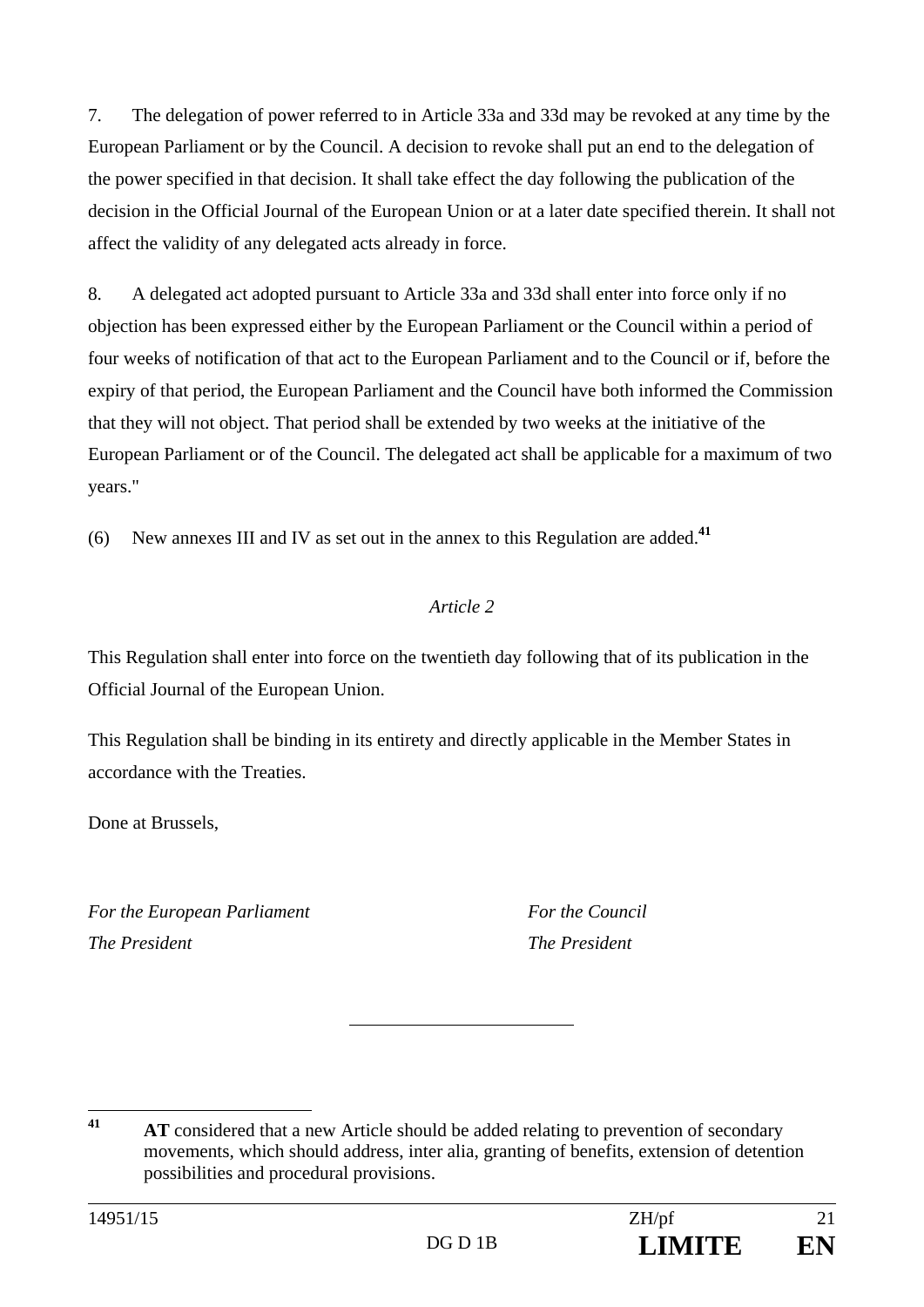7. The delegation of power referred to in Article 33a and 33d may be revoked at any time by the European Parliament or by the Council. A decision to revoke shall put an end to the delegation of the power specified in that decision. It shall take effect the day following the publication of the decision in the Official Journal of the European Union or at a later date specified therein. It shall not affect the validity of any delegated acts already in force.

8. A delegated act adopted pursuant to Article 33a and 33d shall enter into force only if no objection has been expressed either by the European Parliament or the Council within a period of four weeks of notification of that act to the European Parliament and to the Council or if, before the expiry of that period, the European Parliament and the Council have both informed the Commission that they will not object. That period shall be extended by two weeks at the initiative of the European Parliament or of the Council. The delegated act shall be applicable for a maximum of two years."

(6) New annexes III and IV as set out in the annex to this Regulation are added.[41]

*Article 2*

This Regulation shall enter into force on the twentieth day following that of its publication in the Official Journal of the European Union.

This Regulation shall be binding in its entirety and directly applicable in the Member States in accordance with the Treaties.

Done at Brussels,

*For the European Parliament* 
*The President*

*For the Council* 
*The President*

---

[41] **AT** considered that a new Article should be added relating to prevention of secondary movements, which should address, inter alia, granting of benefits, extension of detention possibilities and procedural provisions.